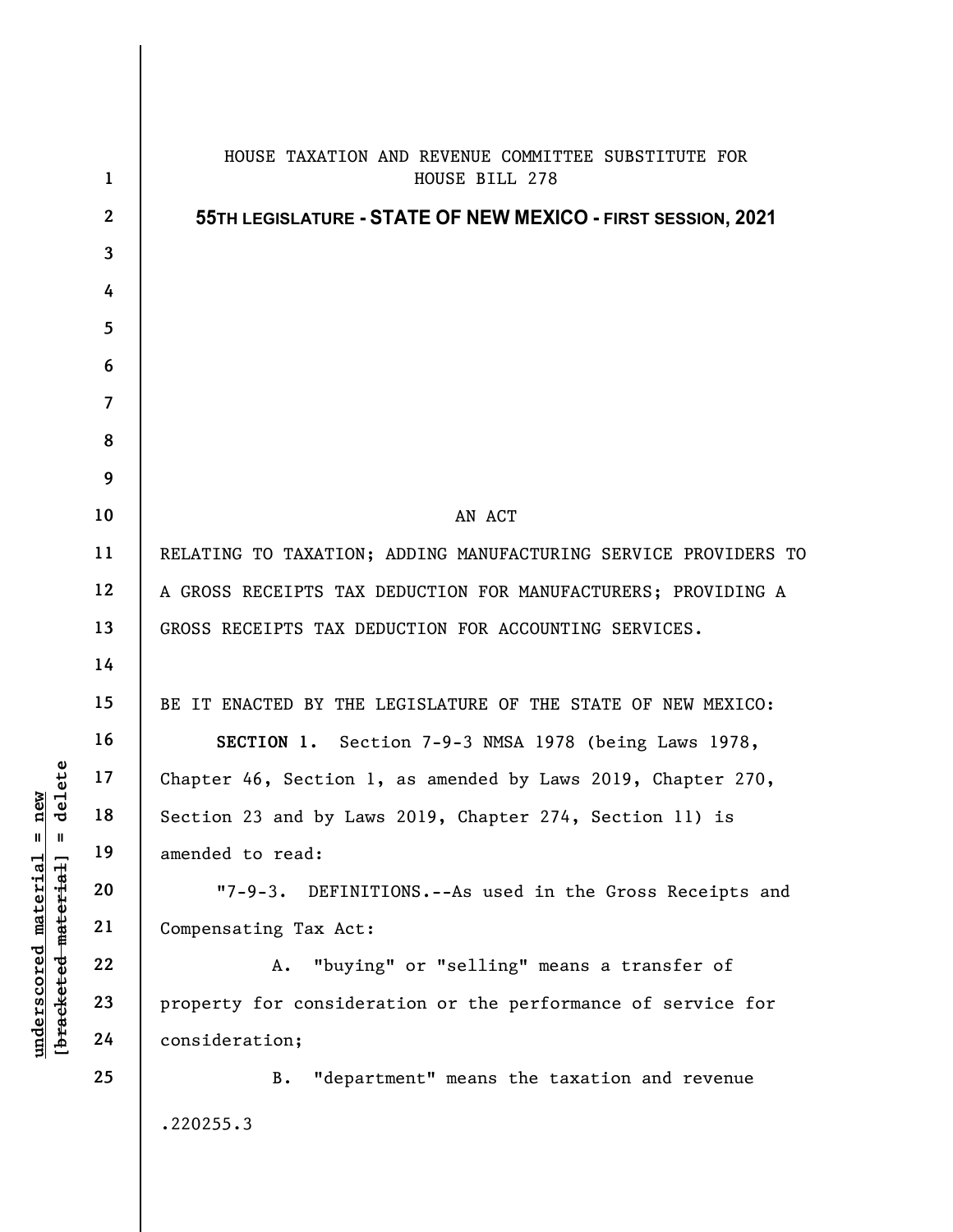HOUSE TAXATION AND REVENUE COMMITTEE SUBSTITUTE FOR HOUSE BILL 278

**55TH LEGISLATURE - STATE OF NEW MEXICO - FIRST SESSION, 2021**

AN ACT

RELATING TO TAXATION; ADDING MANUFACTURING SERVICE PROVIDERS TO A GROSS RECEIPTS TAX DEDUCTION FOR MANUFACTURERS; PROVIDING A GROSS RECEIPTS TAX DEDUCTION FOR ACCOUNTING SERVICES.

BE IT ENACTED BY THE LEGISLATURE OF THE STATE OF NEW MEXICO:

**SECTION 1.** Section 7-9-3 NMSA 1978 (being Laws 1978, Chapter 46, Section 1, as amended by Laws 2019, Chapter 270, Section 23 and by Laws 2019, Chapter 274, Section 11) is amended to read:

"7-9-3. DEFINITIONS.--As used in the Gross Receipts and Compensating Tax Act:

A. "buying" or "selling" means a transfer of property for consideration or the performance of service for consideration;

B. "department" means the taxation and revenue

.220255.3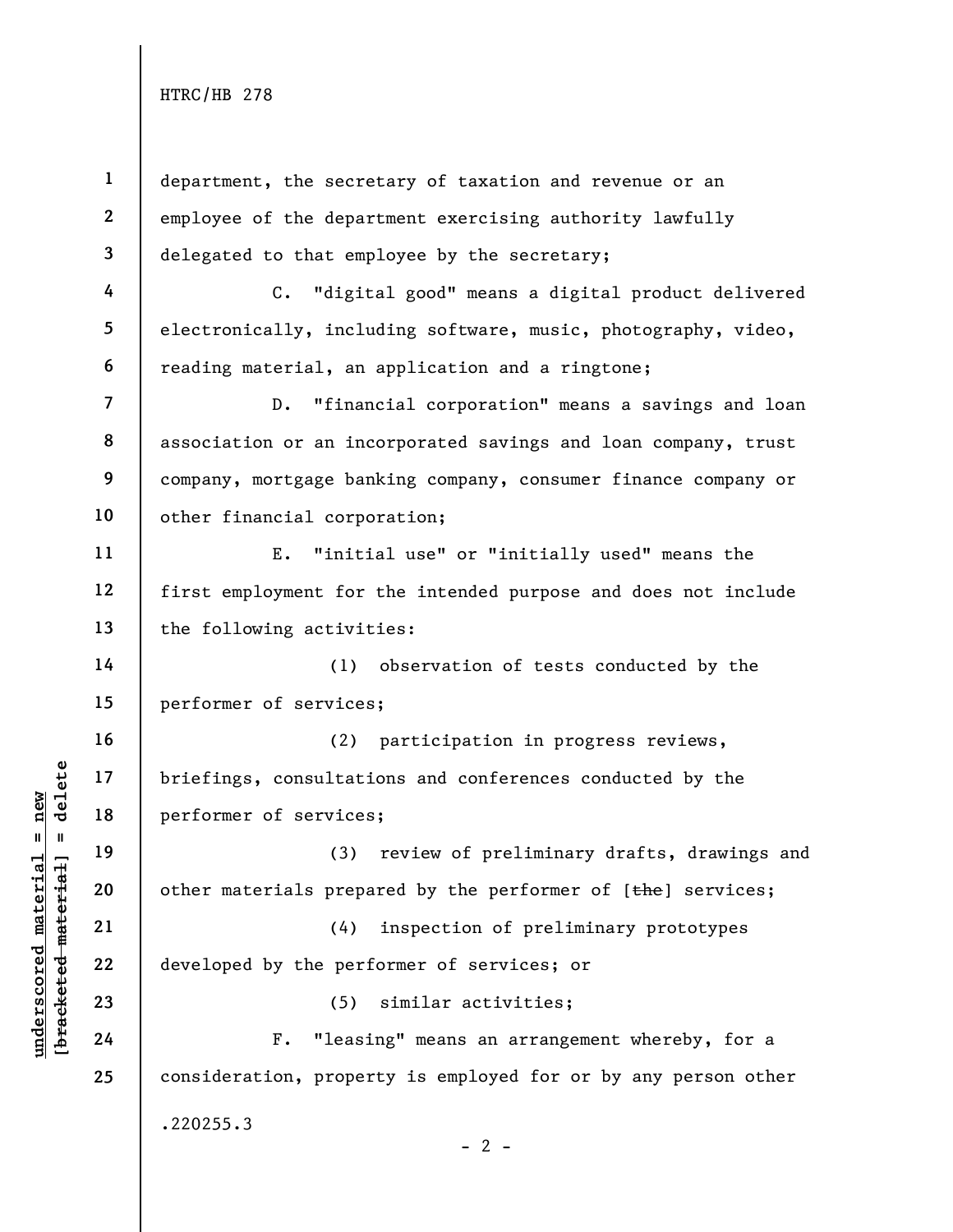department, the secretary of taxation and revenue or an employee of the department exercising authority lawfully delegated to that employee by the secretary;

C. "digital good" means a digital product delivered electronically, including software, music, photography, video, reading material, an application and a ringtone;

D. "financial corporation" means a savings and loan association or an incorporated savings and loan company, trust company, mortgage banking company, consumer finance company or other financial corporation;

E. "initial use" or "initially used" means the first employment for the intended purpose and does not include the following activities:

(1) observation of tests conducted by the performer of services;

(2) participation in progress reviews, briefings, consultations and conferences conducted by the performer of services;

(3) review of preliminary drafts, drawings and other materials prepared by the performer of [~~the~~] services;

(4) inspection of preliminary prototypes developed by the performer of services; or

(5) similar activities;

F. "leasing" means an arrangement whereby, for a consideration, property is employed for or by any person other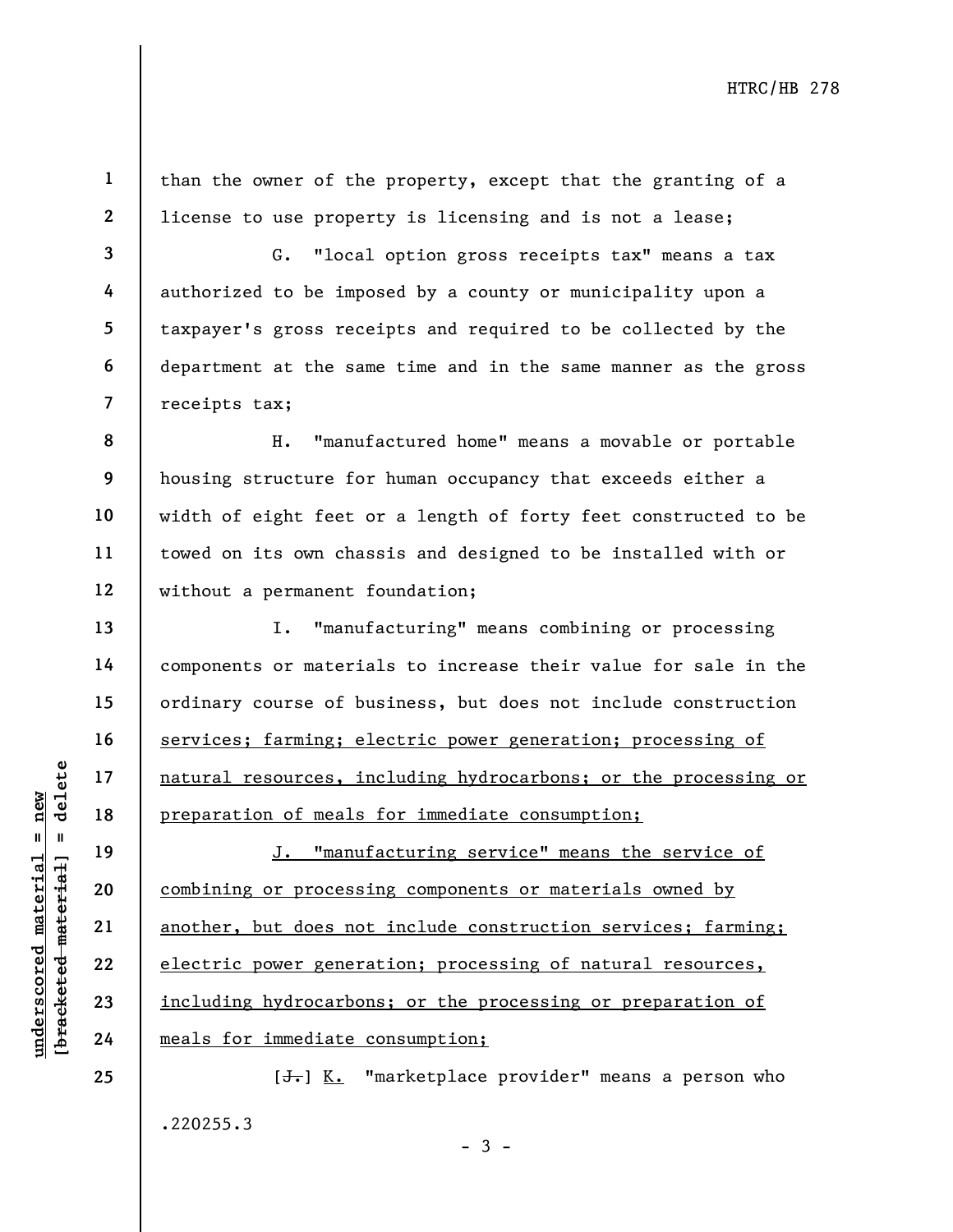than the owner of the property, except that the granting of a license to use property is licensing and is not a lease;

G. "local option gross receipts tax" means a tax authorized to be imposed by a county or municipality upon a taxpayer's gross receipts and required to be collected by the department at the same time and in the same manner as the gross receipts tax;

H. "manufactured home" means a movable or portable housing structure for human occupancy that exceeds either a width of eight feet or a length of forty feet constructed to be towed on its own chassis and designed to be installed with or without a permanent foundation;

I. "manufacturing" means combining or processing components or materials to increase their value for sale in the ordinary course of business, but does not include construction services; farming; electric power generation; processing of natural resources, including hydrocarbons; or the processing or preparation of meals for immediate consumption;

J. "manufacturing service" means the service of combining or processing components or materials owned by another, but does not include construction services; farming; electric power generation; processing of natural resources, including hydrocarbons; or the processing or preparation of meals for immediate consumption;

[J.] K. "marketplace provider" means a person who

.220255.3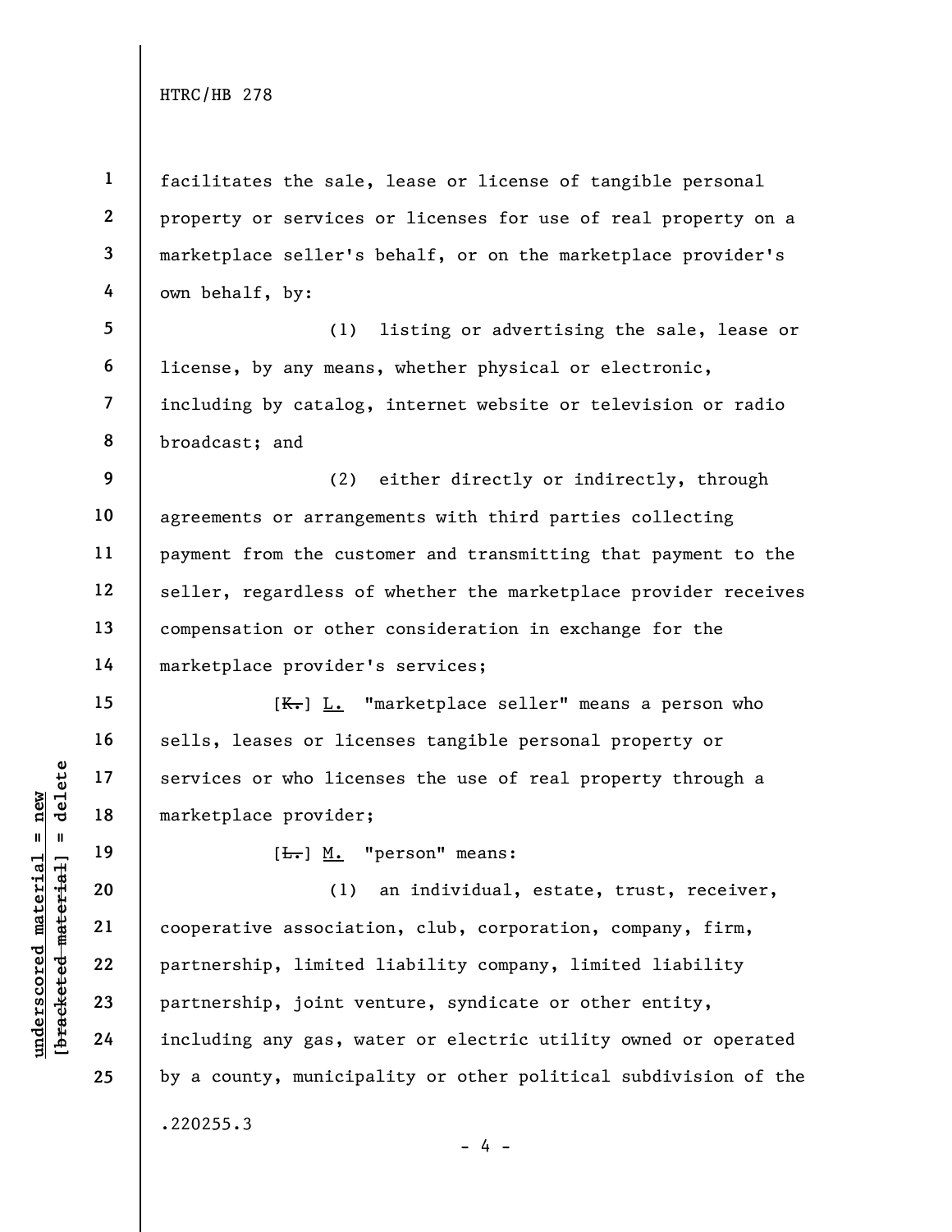facilitates the sale, lease or license of tangible personal property or services or licenses for use of real property on a marketplace seller's behalf, or on the marketplace provider's own behalf, by:

(1) listing or advertising the sale, lease or license, by any means, whether physical or electronic, including by catalog, internet website or television or radio broadcast; and

(2) either directly or indirectly, through agreements or arrangements with third parties collecting payment from the customer and transmitting that payment to the seller, regardless of whether the marketplace provider receives compensation or other consideration in exchange for the marketplace provider's services;

[~~K.~~] <u>L.</u> "marketplace seller" means a person who sells, leases or licenses tangible personal property or services or who licenses the use of real property through a marketplace provider;

[~~L.~~] <u>M.</u> "person" means:

(1) an individual, estate, trust, receiver, cooperative association, club, corporation, company, firm, partnership, limited liability company, limited liability partnership, joint venture, syndicate or other entity, including any gas, water or electric utility owned or operated by a county, municipality or other political subdivision of the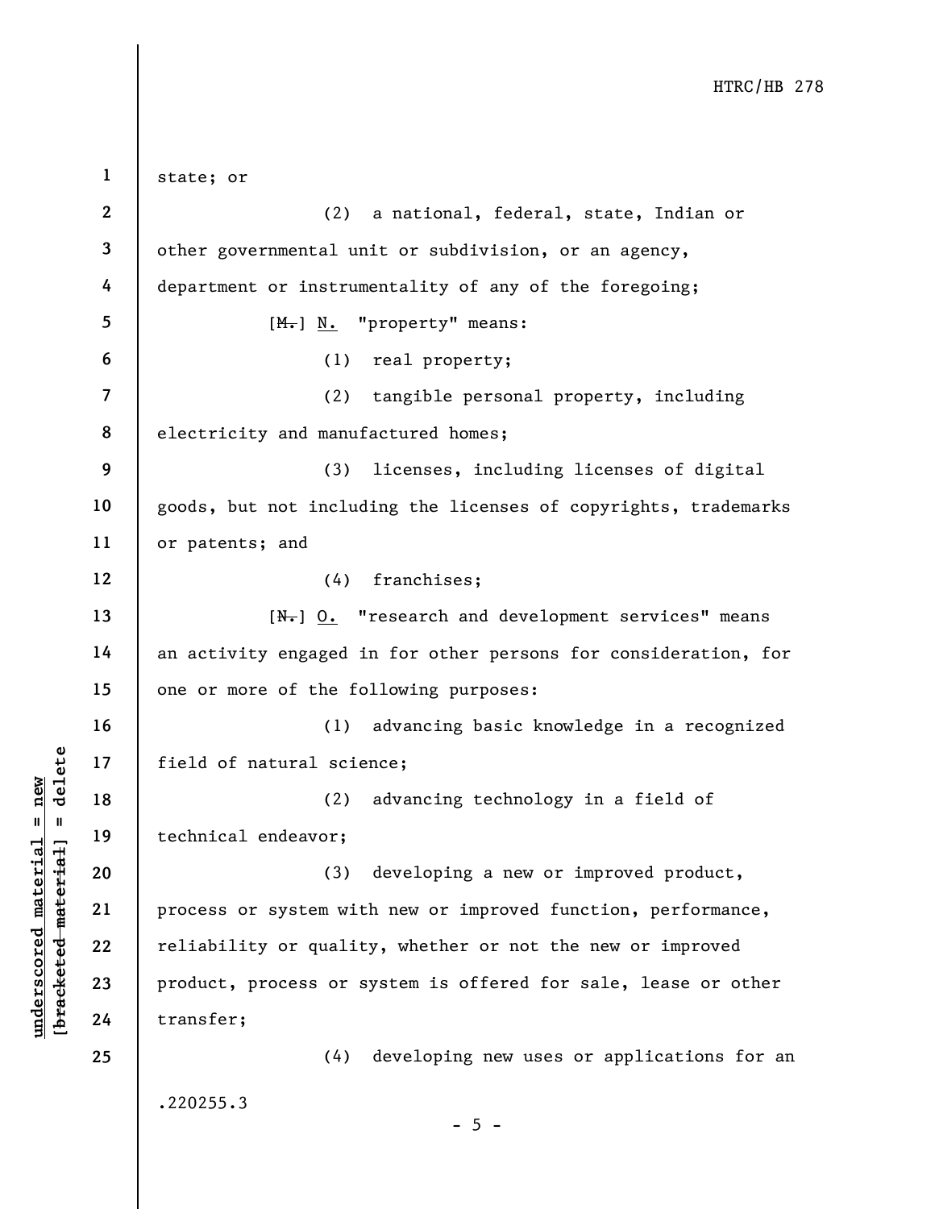state; or

(2) a national, federal, state, Indian or other governmental unit or subdivision, or an agency, department or instrumentality of any of the foregoing;

[~~M.~~] N. "property" means:

(1) real property;

(2) tangible personal property, including electricity and manufactured homes;

(3) licenses, including licenses of digital goods, but not including the licenses of copyrights, trademarks or patents; and

(4) franchises;

[~~N.~~] O. "research and development services" means an activity engaged in for other persons for consideration, for one or more of the following purposes:

(1) advancing basic knowledge in a recognized field of natural science;

(2) advancing technology in a field of technical endeavor;

(3) developing a new or improved product, process or system with new or improved function, performance, reliability or quality, whether or not the new or improved product, process or system is offered for sale, lease or other transfer;

(4) developing new uses or applications for an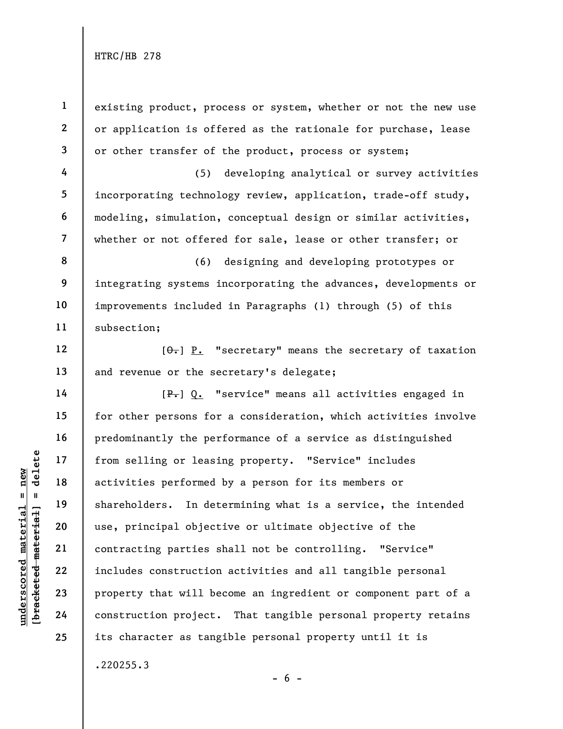existing product, process or system, whether or not the new use or application is offered as the rationale for purchase, lease or other transfer of the product, process or system;

(5) developing analytical or survey activities incorporating technology review, application, trade-off study, modeling, simulation, conceptual design or similar activities, whether or not offered for sale, lease or other transfer; or

(6) designing and developing prototypes or integrating systems incorporating the advances, developments or improvements included in Paragraphs (1) through (5) of this subsection;

[~~O.~~] P. "secretary" means the secretary of taxation and revenue or the secretary's delegate;

[~~P.~~] Q. "service" means all activities engaged in for other persons for a consideration, which activities involve predominantly the performance of a service as distinguished from selling or leasing property. "Service" includes activities performed by a person for its members or shareholders. In determining what is a service, the intended use, principal objective or ultimate objective of the contracting parties shall not be controlling. "Service" includes construction activities and all tangible personal property that will become an ingredient or component part of a construction project. That tangible personal property retains its character as tangible personal property until it is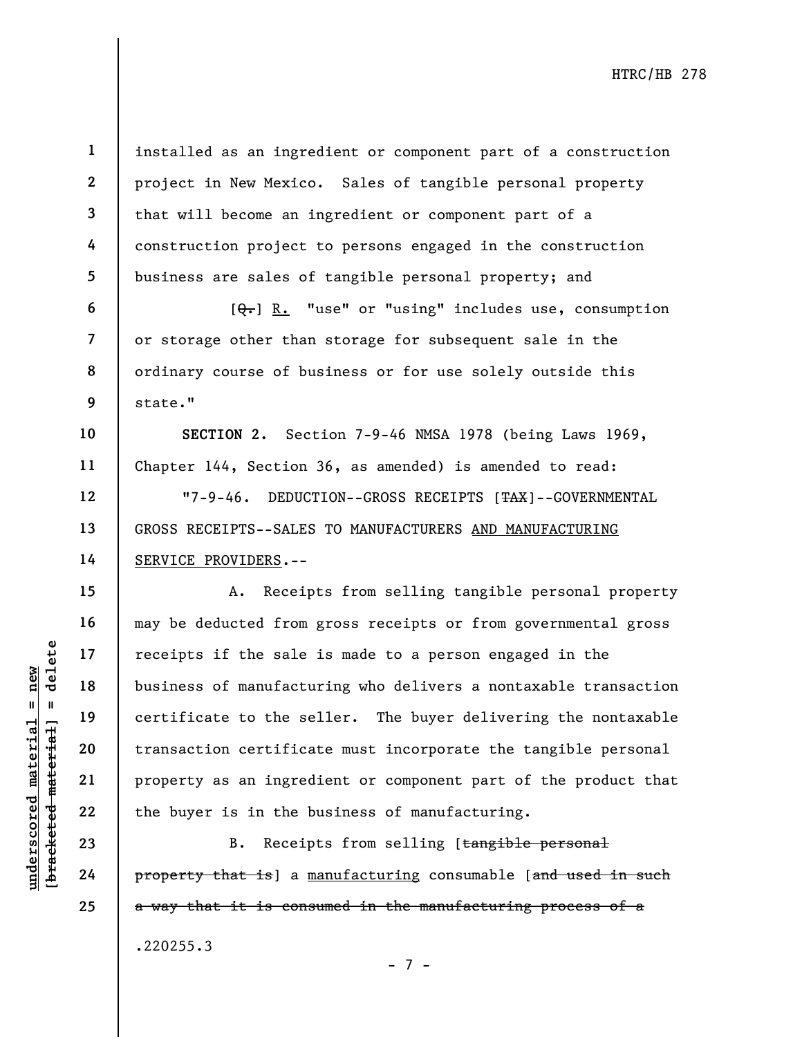installed as an ingredient or component part of a construction project in New Mexico. Sales of tangible personal property that will become an ingredient or component part of a construction project to persons engaged in the construction business are sales of tangible personal property; and

[~~Q.~~] R. "use" or "using" includes use, consumption or storage other than storage for subsequent sale in the ordinary course of business or for use solely outside this state."

**SECTION 2.** Section 7-9-46 NMSA 1978 (being Laws 1969, Chapter 144, Section 36, as amended) is amended to read:

"7-9-46. DEDUCTION--GROSS RECEIPTS [~~TAX~~]--GOVERNMENTAL GROSS RECEIPTS--SALES TO MANUFACTURERS AND MANUFACTURING SERVICE PROVIDERS.--

A. Receipts from selling tangible personal property may be deducted from gross receipts or from governmental gross receipts if the sale is made to a person engaged in the business of manufacturing who delivers a nontaxable transaction certificate to the seller. The buyer delivering the nontaxable transaction certificate must incorporate the tangible personal property as an ingredient or component part of the product that the buyer is in the business of manufacturing.

B. Receipts from selling [~~tangible personal property that is~~] a manufacturing consumable [~~and used in such a way that it is consumed in the manufacturing process of a~~

.220255.3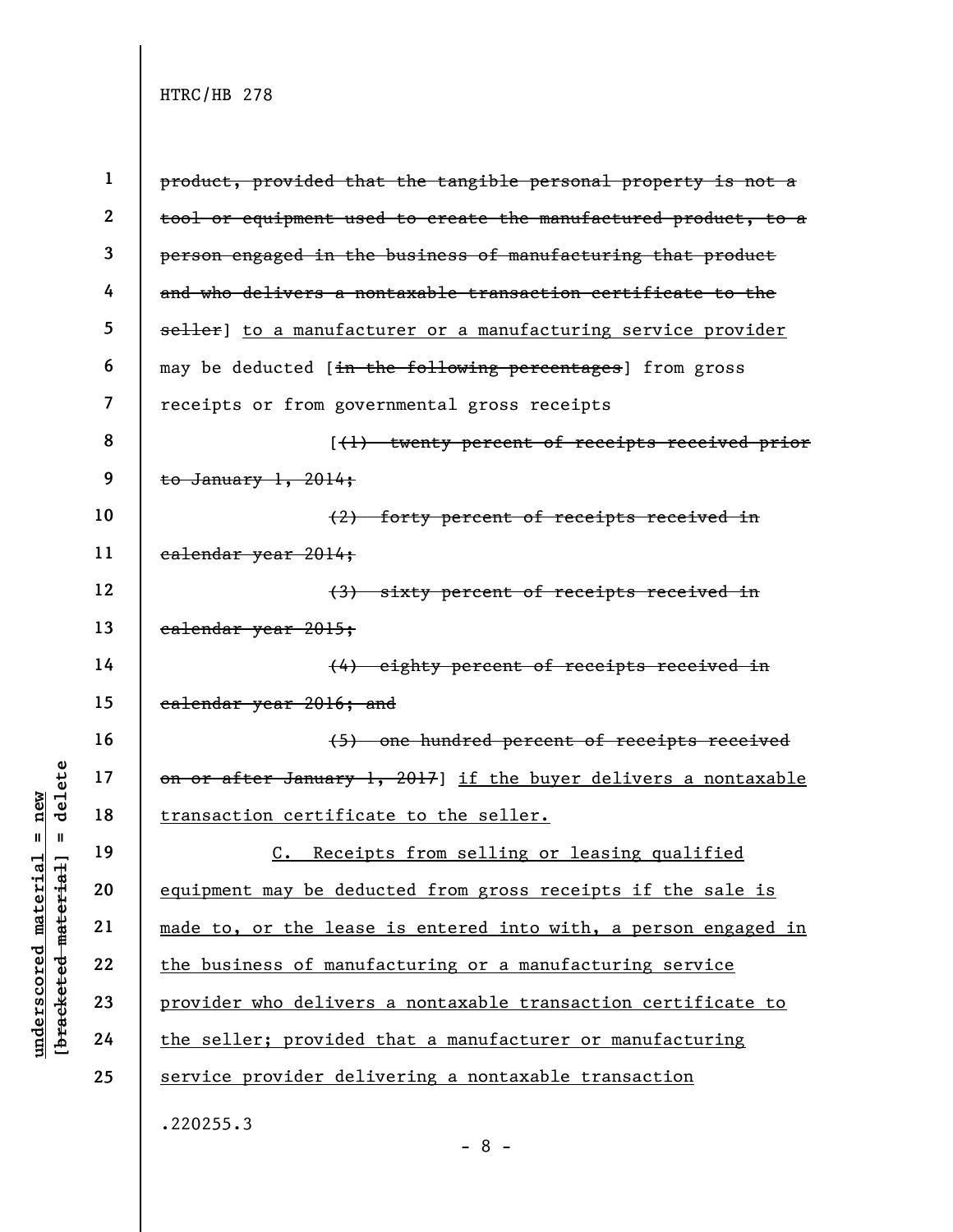product, provided that the tangible personal property is not a tool or equipment used to create the manufactured product, to a person engaged in the business of manufacturing that product and who delivers a nontaxable transaction certificate to the seller] to a manufacturer or a manufacturing service provider may be deducted [in the following percentages] from gross receipts or from governmental gross receipts

[(1) twenty percent of receipts received prior to January 1, 2014;

(2) forty percent of receipts received in calendar year 2014;

(3) sixty percent of receipts received in calendar year 2015;

(4) eighty percent of receipts received in calendar year 2016; and

(5) one hundred percent of receipts received on or after January 1, 2017] if the buyer delivers a nontaxable transaction certificate to the seller.

C. Receipts from selling or leasing qualified equipment may be deducted from gross receipts if the sale is made to, or the lease is entered into with, a person engaged in the business of manufacturing or a manufacturing service provider who delivers a nontaxable transaction certificate to the seller; provided that a manufacturer or manufacturing service provider delivering a nontaxable transaction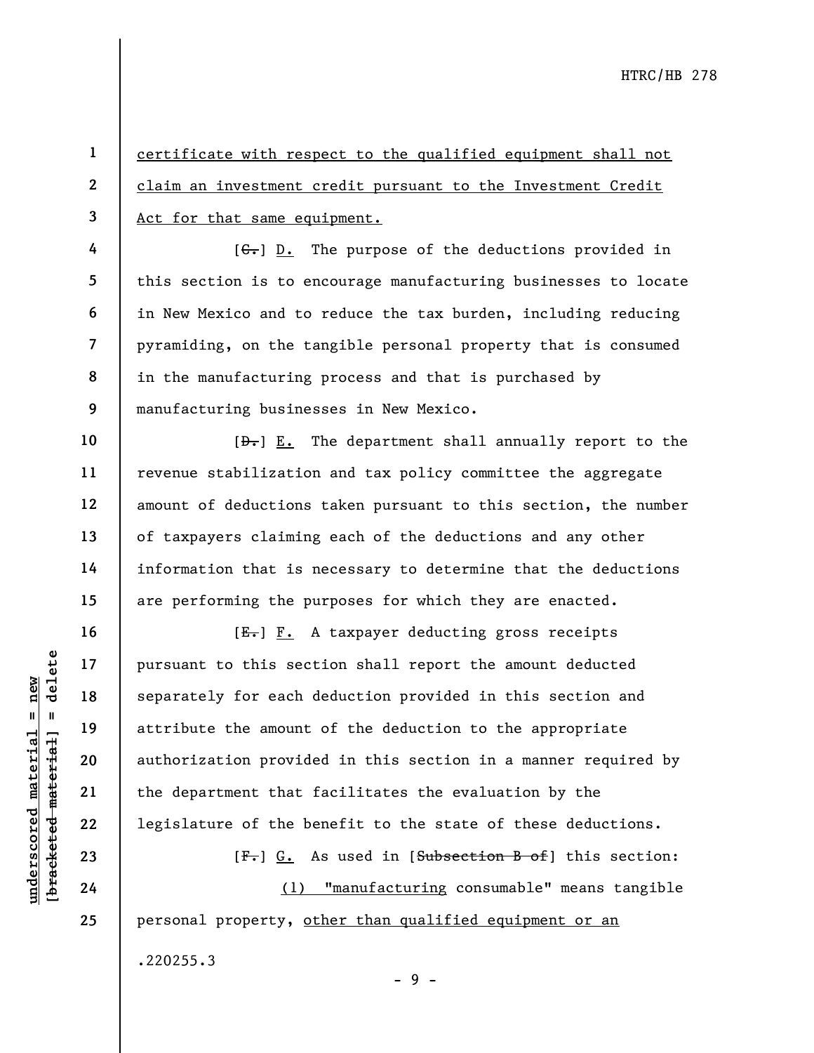certificate with respect to the qualified equipment shall not claim an investment credit pursuant to the Investment Credit Act for that same equipment.

[~~C.~~] D. The purpose of the deductions provided in this section is to encourage manufacturing businesses to locate in New Mexico and to reduce the tax burden, including reducing pyramiding, on the tangible personal property that is consumed in the manufacturing process and that is purchased by manufacturing businesses in New Mexico.

[~~D.~~] E. The department shall annually report to the revenue stabilization and tax policy committee the aggregate amount of deductions taken pursuant to this section, the number of taxpayers claiming each of the deductions and any other information that is necessary to determine that the deductions are performing the purposes for which they are enacted.

[~~E.~~] F. A taxpayer deducting gross receipts pursuant to this section shall report the amount deducted separately for each deduction provided in this section and attribute the amount of the deduction to the appropriate authorization provided in this section in a manner required by the department that facilitates the evaluation by the legislature of the benefit to the state of these deductions.

[~~F.~~] G. As used in [~~Subsection B of~~] this section:

(1) "manufacturing consumable" means tangible personal property, other than qualified equipment or an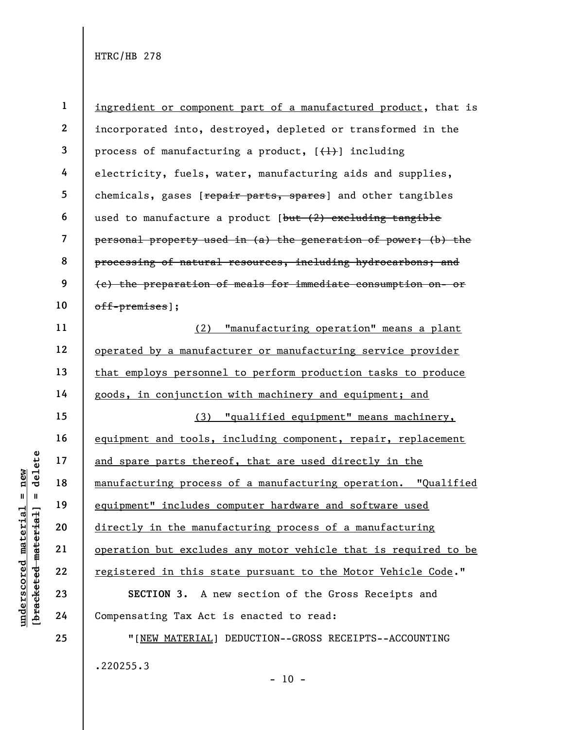ingredient or component part of a manufactured product, that is incorporated into, destroyed, depleted or transformed in the process of manufacturing a product, [~~(1)~~] including electricity, fuels, water, manufacturing aids and supplies, chemicals, gases [~~repair parts, spares~~] and other tangibles used to manufacture a product [~~but (2) excluding tangible personal property used in (a) the generation of power; (b) the processing of natural resources, including hydrocarbons; and (c) the preparation of meals for immediate consumption on- or off-premises~~];

(2) "manufacturing operation" means a plant operated by a manufacturer or manufacturing service provider that employs personnel to perform production tasks to produce goods, in conjunction with machinery and equipment; and

(3) "qualified equipment" means machinery, equipment and tools, including component, repair, replacement and spare parts thereof, that are used directly in the manufacturing process of a manufacturing operation. "Qualified equipment" includes computer hardware and software used directly in the manufacturing process of a manufacturing operation but excludes any motor vehicle that is required to be registered in this state pursuant to the Motor Vehicle Code."

**SECTION 3.** A new section of the Gross Receipts and Compensating Tax Act is enacted to read:

"[NEW MATERIAL] DEDUCTION--GROSS RECEIPTS--ACCOUNTING

.220255.3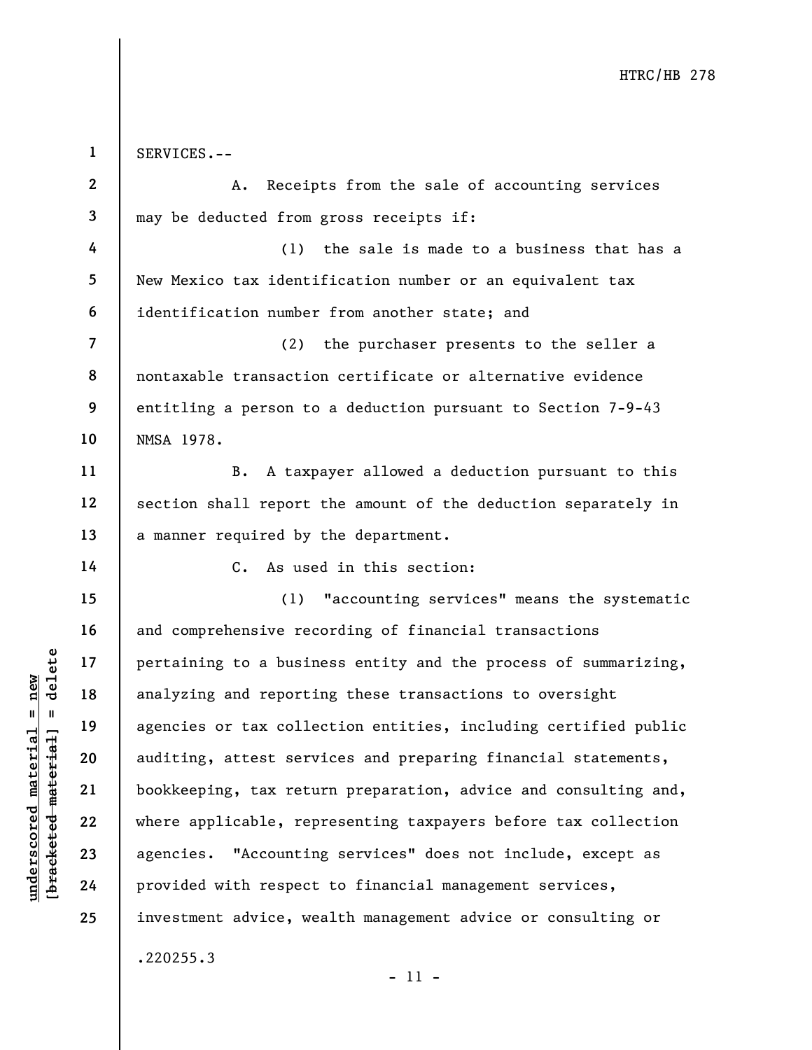SERVICES.--

A. Receipts from the sale of accounting services may be deducted from gross receipts if:

(1) the sale is made to a business that has a New Mexico tax identification number or an equivalent tax identification number from another state; and

(2) the purchaser presents to the seller a nontaxable transaction certificate or alternative evidence entitling a person to a deduction pursuant to Section 7-9-43 NMSA 1978.

B. A taxpayer allowed a deduction pursuant to this section shall report the amount of the deduction separately in a manner required by the department.

C. As used in this section:

(1) "accounting services" means the systematic and comprehensive recording of financial transactions pertaining to a business entity and the process of summarizing, analyzing and reporting these transactions to oversight agencies or tax collection entities, including certified public auditing, attest services and preparing financial statements, bookkeeping, tax return preparation, advice and consulting and, where applicable, representing taxpayers before tax collection agencies. "Accounting services" does not include, except as provided with respect to financial management services, investment advice, wealth management advice or consulting or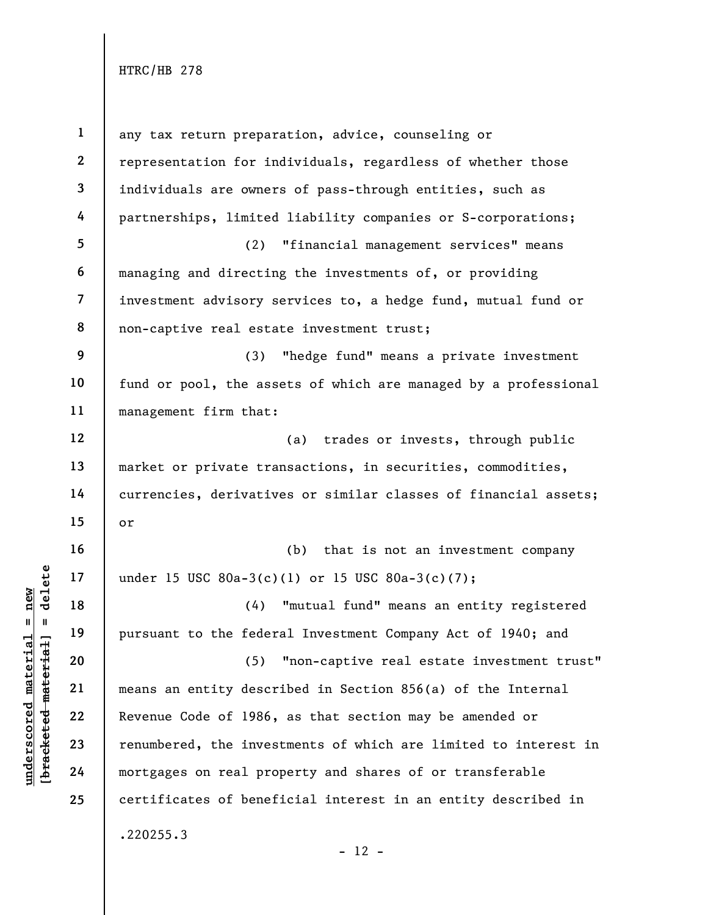any tax return preparation, advice, counseling or representation for individuals, regardless of whether those individuals are owners of pass-through entities, such as partnerships, limited liability companies or S-corporations;

(2) "financial management services" means managing and directing the investments of, or providing investment advisory services to, a hedge fund, mutual fund or non-captive real estate investment trust;

(3) "hedge fund" means a private investment fund or pool, the assets of which are managed by a professional management firm that:

(a) trades or invests, through public market or private transactions, in securities, commodities, currencies, derivatives or similar classes of financial assets; or

(b) that is not an investment company under 15 USC 80a-3(c)(1) or 15 USC 80a-3(c)(7);

(4) "mutual fund" means an entity registered pursuant to the federal Investment Company Act of 1940; and

(5) "non-captive real estate investment trust" means an entity described in Section 856(a) of the Internal Revenue Code of 1986, as that section may be amended or renumbered, the investments of which are limited to interest in mortgages on real property and shares of or transferable certificates of beneficial interest in an entity described in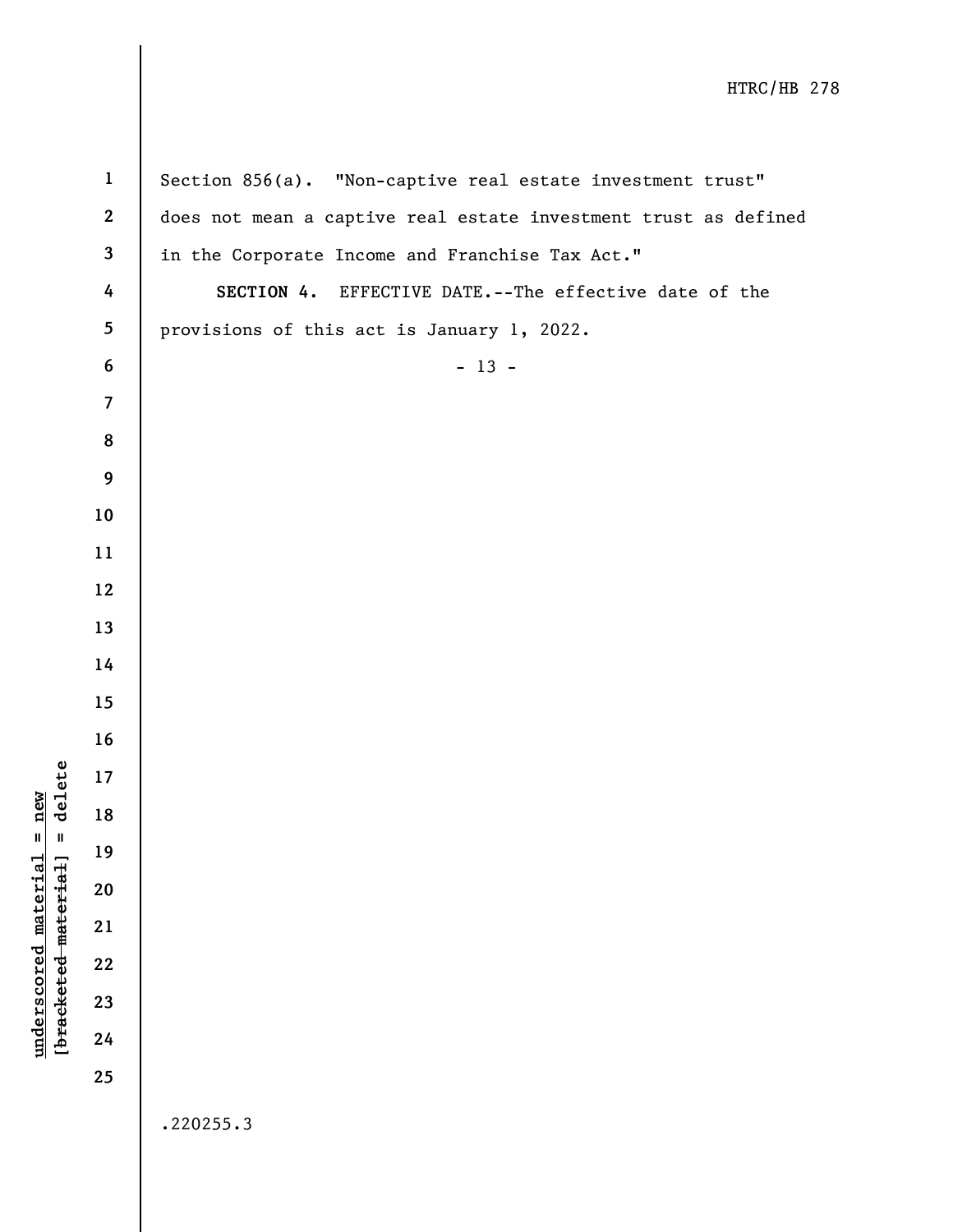Section 856(a). "Non-captive real estate investment trust" does not mean a captive real estate investment trust as defined in the Corporate Income and Franchise Tax Act."

**SECTION 4.** EFFECTIVE DATE.--The effective date of the provisions of this act is January 1, 2022.

.220255.3